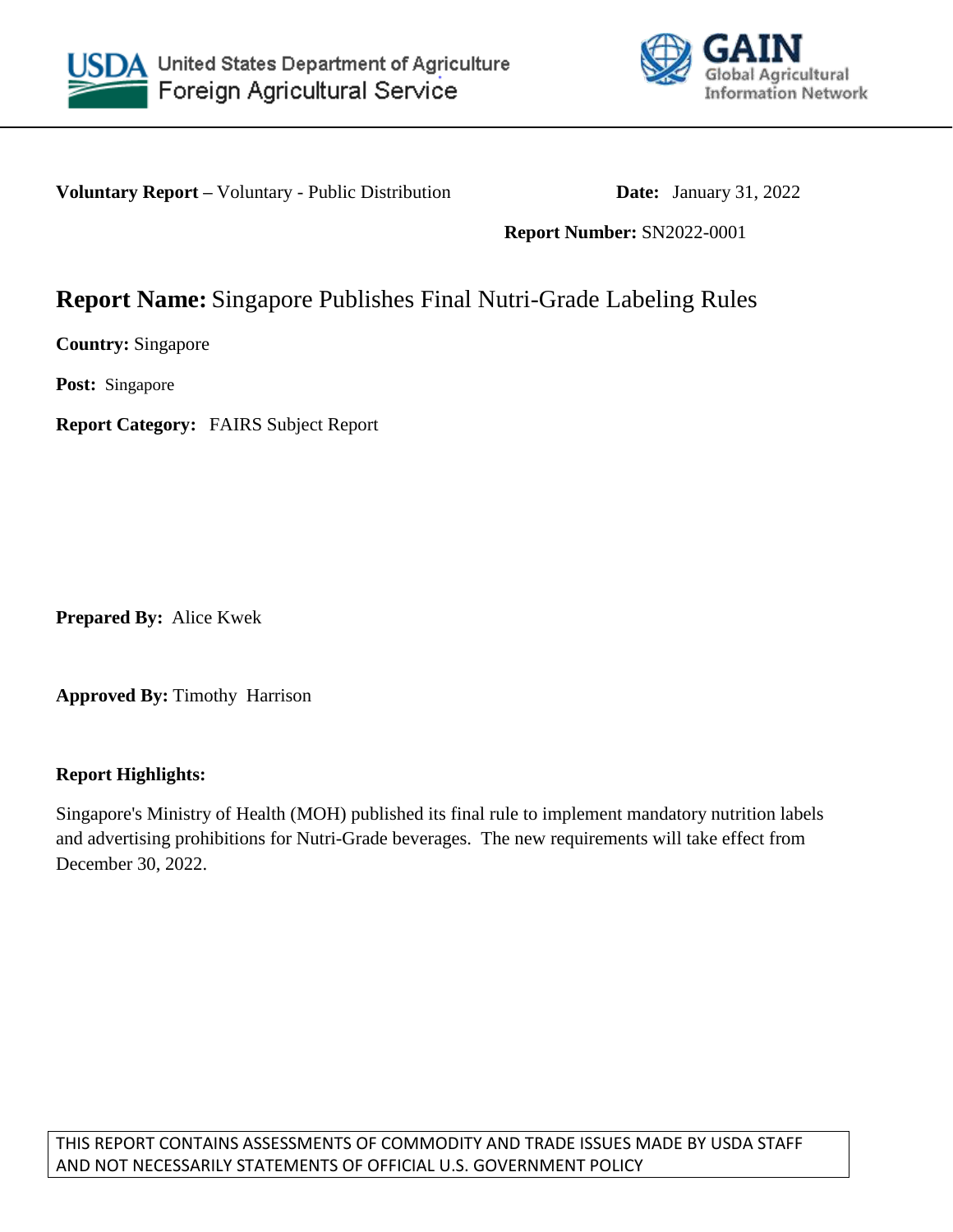United States Department of Agriculture
Foreign Agricultural Service

GAIN
Global Agricultural Information Network

**Voluntary Report –** Voluntary - Public Distribution **Date:** January 31, 2022

**Report Number:** SN2022-0001

# **Report Name:** Singapore Publishes Final Nutri-Grade Labeling Rules

**Country:** Singapore

**Post:** Singapore

**Report Category:** FAIRS Subject Report

**Prepared By:** Alice Kwek

**Approved By:** Timothy Harrison

**Report Highlights:**

Singapore's Ministry of Health (MOH) published its final rule to implement mandatory nutrition labels and advertising prohibitions for Nutri-Grade beverages. The new requirements will take effect from December 30, 2022.

THIS REPORT CONTAINS ASSESSMENTS OF COMMODITY AND TRADE ISSUES MADE BY USDA STAFF AND NOT NECESSARILY STATEMENTS OF OFFICIAL U.S. GOVERNMENT POLICY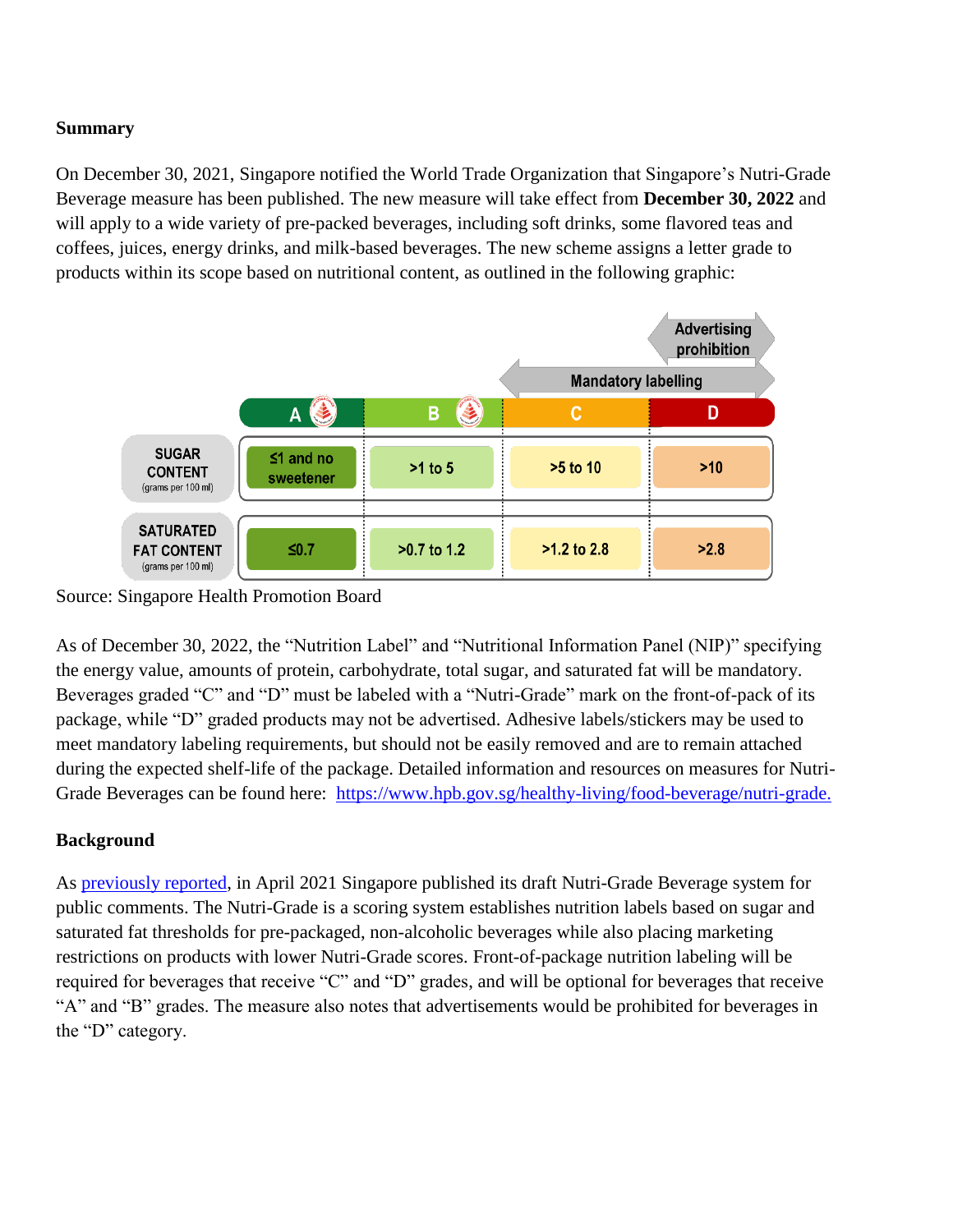**Summary**

On December 30, 2021, Singapore notified the World Trade Organization that Singapore's Nutri-Grade Beverage measure has been published. The new measure will take effect from **December 30, 2022** and will apply to a wide variety of pre-packed beverages, including soft drinks, some flavored teas and coffees, juices, energy drinks, and milk-based beverages. The new scheme assigns a letter grade to products within its scope based on nutritional content, as outlined in the following graphic:

| | A | B | C | D |
|---|---|---|---|---|
| | | | Mandatory labelling | Mandatory labelling; Advertising prohibition |
| SUGAR CONTENT (grams per 100 ml) | ≤1 and no sweetener | >1 to 5 | >5 to 10 | >10 |
| SATURATED FAT CONTENT (grams per 100 ml) | ≤0.7 | >0.7 to 1.2 | >1.2 to 2.8 | >2.8 |

Source: Singapore Health Promotion Board

As of December 30, 2022, the "Nutrition Label" and "Nutritional Information Panel (NIP)" specifying the energy value, amounts of protein, carbohydrate, total sugar, and saturated fat will be mandatory. Beverages graded "C" and "D" must be labeled with a "Nutri-Grade" mark on the front-of-pack of its package, while "D" graded products may not be advertised. Adhesive labels/stickers may be used to meet mandatory labeling requirements, but should not be easily removed and are to remain attached during the expected shelf-life of the package. Detailed information and resources on measures for Nutri-Grade Beverages can be found here: https://www.hpb.gov.sg/healthy-living/food-beverage/nutri-grade.

**Background**

As previously reported, in April 2021 Singapore published its draft Nutri-Grade Beverage system for public comments. The Nutri-Grade is a scoring system establishes nutrition labels based on sugar and saturated fat thresholds for pre-packaged, non-alcoholic beverages while also placing marketing restrictions on products with lower Nutri-Grade scores. Front-of-package nutrition labeling will be required for beverages that receive "C" and "D" grades, and will be optional for beverages that receive "A" and "B" grades. The measure also notes that advertisements would be prohibited for beverages in the "D" category.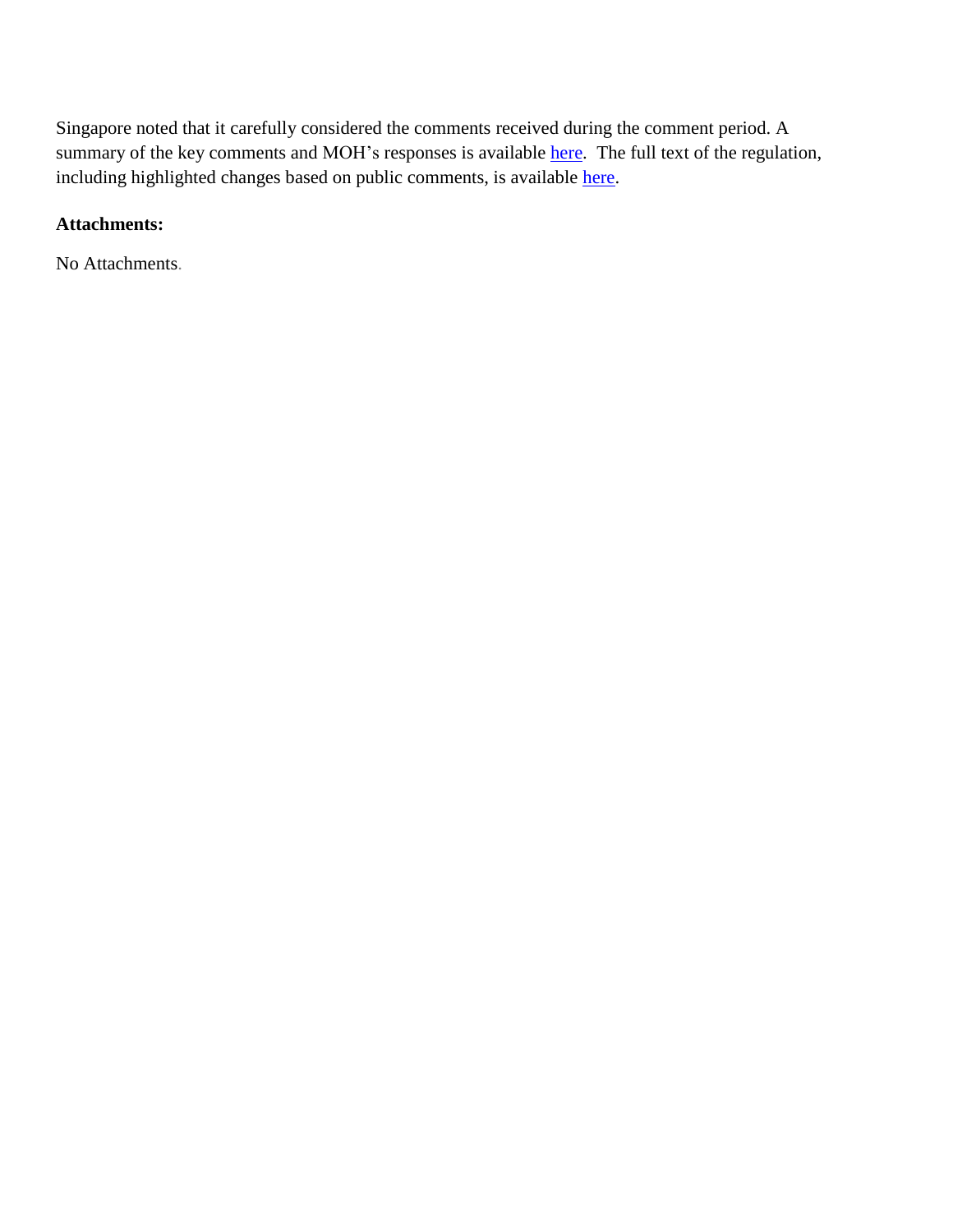Singapore noted that it carefully considered the comments received during the comment period. A summary of the key comments and MOH's responses is available here. The full text of the regulation, including highlighted changes based on public comments, is available here.

**Attachments:**

No Attachments.